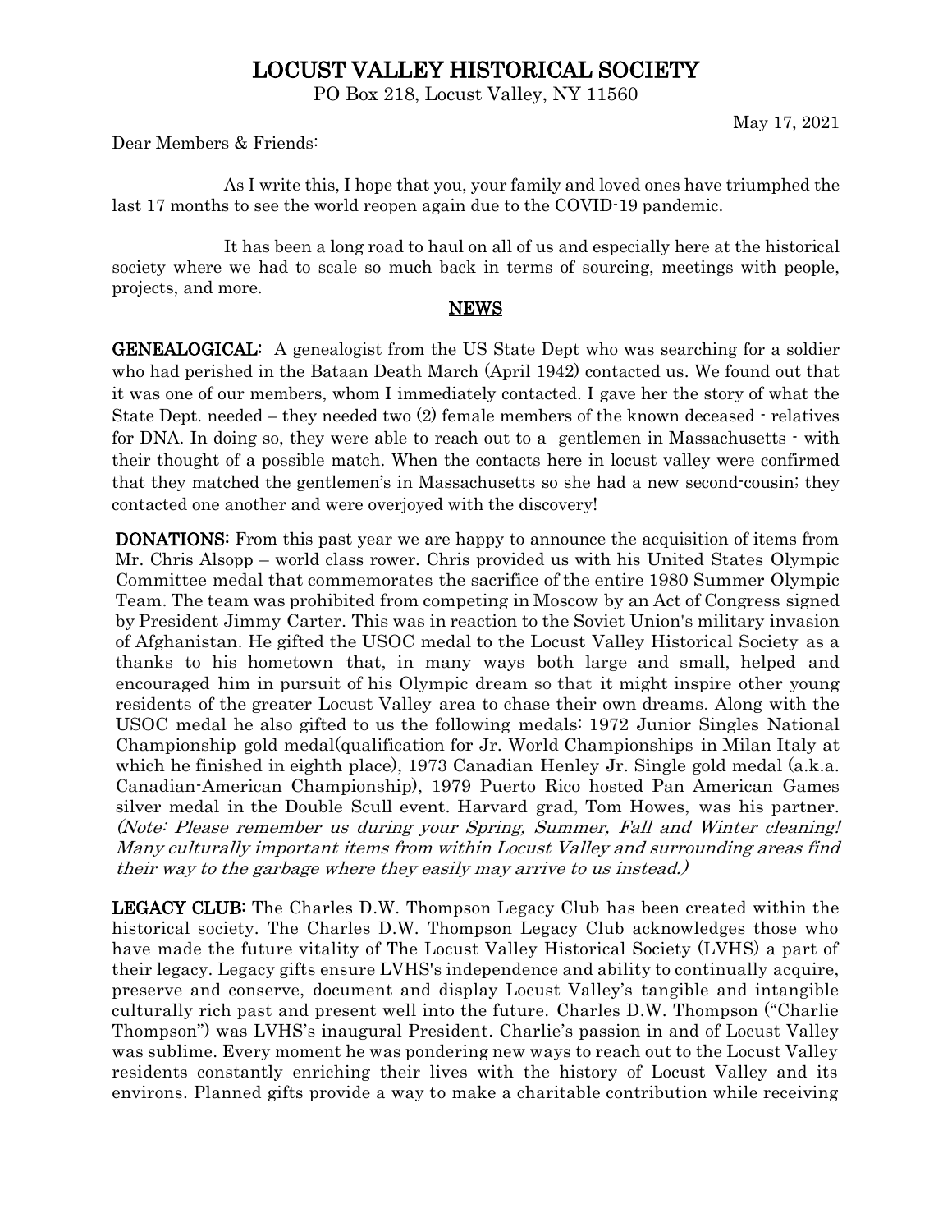# LOCUST VALLEY HISTORICAL SOCIETY

PO Box 218, Locust Valley, NY 11560

May 17, 2021

Dear Members & Friends:

As I write this, I hope that you, your family and loved ones have triumphed the last 17 months to see the world reopen again due to the COVID-19 pandemic.

It has been a long road to haul on all of us and especially here at the historical society where we had to scale so much back in terms of sourcing, meetings with people, projects, and more.

## NEWS

**GENEALOGICAL:** A genealogist from the US State Dept who was searching for a soldier who had perished in the Bataan Death March (April 1942) contacted us. We found out that it was one of our members, whom I immediately contacted. I gave her the story of what the State Dept. needed – they needed two (2) female members of the known deceased - relatives for DNA. In doing so, they were able to reach out to a gentlemen in Massachusetts - with their thought of a possible match. When the contacts here in locust valley were confirmed that they matched the gentlemen's in Massachusetts so she had a new second-cousin; they contacted one another and were overjoyed with the discovery!

**DONATIONS:** From this past year we are happy to announce the acquisition of items from Mr. Chris Alsopp – world class rower. Chris provided us with his United States Olympic Committee medal that commemorates the sacrifice of the entire 1980 Summer Olympic Team. The team was prohibited from competing in Moscow by an Act of Congress signed by President Jimmy Carter. This was in reaction to the Soviet Union's military invasion of Afghanistan. He gifted the USOC medal to the Locust Valley Historical Society as a thanks to his hometown that, in many ways both large and small, helped and encouraged him in pursuit of his Olympic dream so that it might inspire other young residents of the greater Locust Valley area to chase their own dreams. Along with the USOC medal he also gifted to us the following medals: 1972 Junior Singles National Championship gold medal(qualification for Jr. World Championships in Milan Italy at which he finished in eighth place), 1973 Canadian Henley Jr. Single gold medal (a.k.a. Canadian-American Championship), 1979 Puerto Rico hosted Pan American Games silver medal in the Double Scull event. Harvard grad, Tom Howes, was his partner. *(Note: Please remember us during your Spring, Summer, Fall and Winter cleaning! Many culturally important items from within Locust Valley and surrounding areas find their way to the garbage where they easily may arrive to us instead.)*

**LEGACY CLUB:** The Charles D.W. Thompson Legacy Club has been created within the historical society. The Charles D.W. Thompson Legacy Club acknowledges those who have made the future vitality of The Locust Valley Historical Society (LVHS) a part of their legacy. Legacy gifts ensure LVHS's independence and ability to continually acquire, preserve and conserve, document and display Locust Valley's tangible and intangible culturally rich past and present well into the future. Charles D.W. Thompson ("Charlie Thompson") was LVHS's inaugural President. Charlie's passion in and of Locust Valley was sublime. Every moment he was pondering new ways to reach out to the Locust Valley residents constantly enriching their lives with the history of Locust Valley and its environs. Planned gifts provide a way to make a charitable contribution while receiving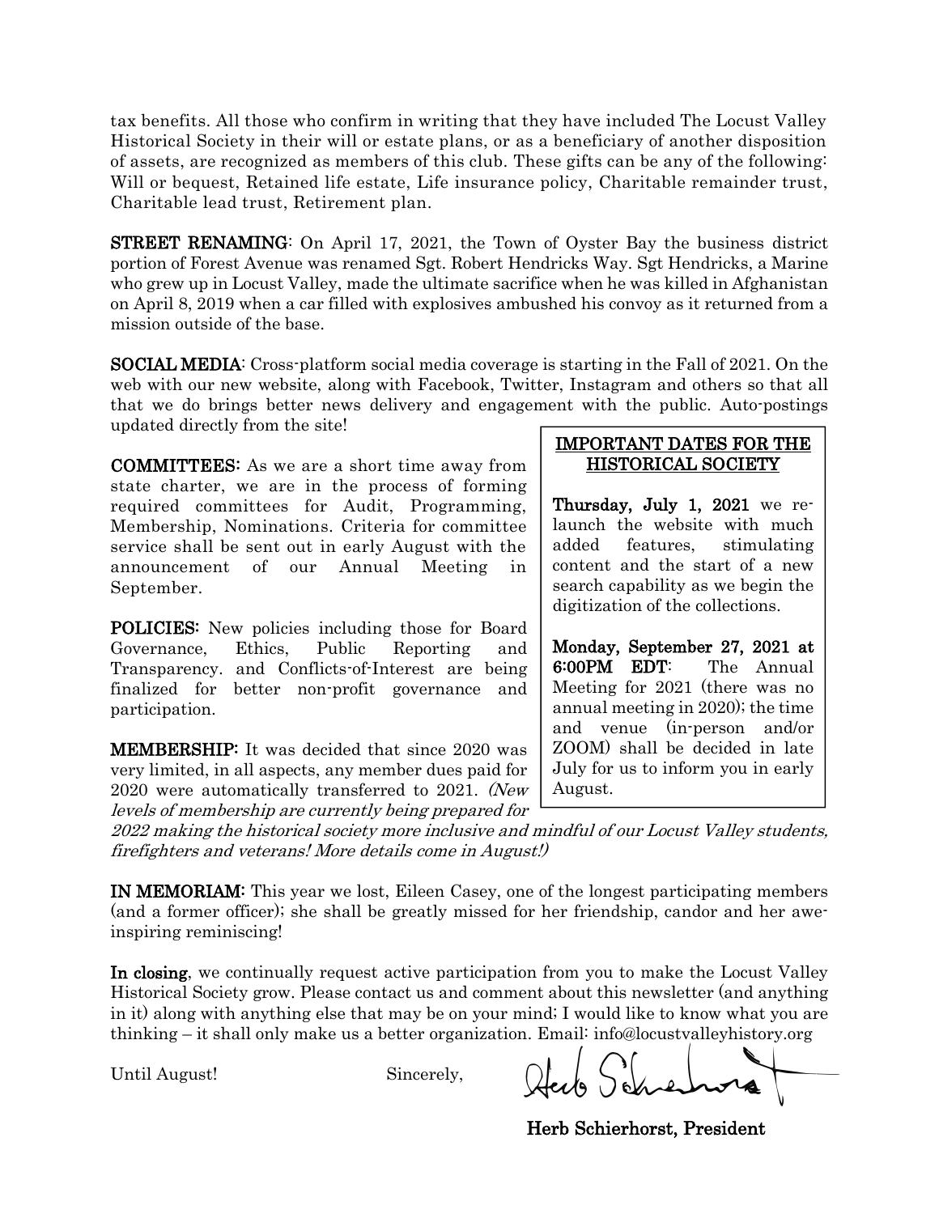tax benefits. All those who confirm in writing that they have included The Locust Valley Historical Society in their will or estate plans, or as a beneficiary of another disposition of assets, are recognized as members of this club. These gifts can be any of the following: Will or bequest, Retained life estate, Life insurance policy, Charitable remainder trust, Charitable lead trust, Retirement plan.

**STREET RENAMING**: On April 17, 2021, the Town of Oyster Bay the business district portion of Forest Avenue was renamed Sgt. Robert Hendricks Way. Sgt Hendricks, a Marine who grew up in Locust Valley, made the ultimate sacrifice when he was killed in Afghanistan on April 8, 2019 when a car filled with explosives ambushed his convoy as it returned from a mission outside of the base.

**SOCIAL MEDIA**: Cross-platform social media coverage is starting in the Fall of 2021. On the web with our new website, along with Facebook, Twitter, Instagram and others so that all that we do brings better news delivery and engagement with the public. Auto-postings updated directly from the site!

**COMMITTEES:** As we are a short time away from state charter, we are in the process of forming required committees for Audit, Programming, Membership, Nominations. Criteria for committee service shall be sent out in early August with the announcement of our Annual Meeting in September.

**POLICIES:** New policies including those for Board Governance, Ethics, Public Reporting and Transparency. and Conflicts-of-Interest are being finalized for better non-profit governance and participation.

**MEMBERSHIP:** It was decided that since 2020 was very limited, in all aspects, any member dues paid for 2020 were automatically transferred to 2021. *(New levels of membership are currently being prepared for 2022 making the historical society more inclusive and mindful of our Locust Valley students, firefighters and veterans! More details come in August!)*

**IMPORTANT DATES FOR THE HISTORICAL SOCIETY**

**Thursday, July 1, 2021** we re-launch the website with much added features, stimulating content and the start of a new search capability as we begin the digitization of the collections.

**Monday, September 27, 2021 at 6:00PM EDT**: The Annual Meeting for 2021 (there was no annual meeting in 2020); the time and venue (in-person and/or ZOOM) shall be decided in late July for us to inform you in early August.

**IN MEMORIAM:** This year we lost, Eileen Casey, one of the longest participating members (and a former officer); she shall be greatly missed for her friendship, candor and her awe-inspiring reminiscing!

**In closing**, we continually request active participation from you to make the Locust Valley Historical Society grow. Please contact us and comment about this newsletter (and anything in it) along with anything else that may be on your mind; I would like to know what you are thinking – it shall only make us a better organization. Email: info@locustvalleyhistory.org

Until August!

Sincerely,

**Herb Schierhorst, President**